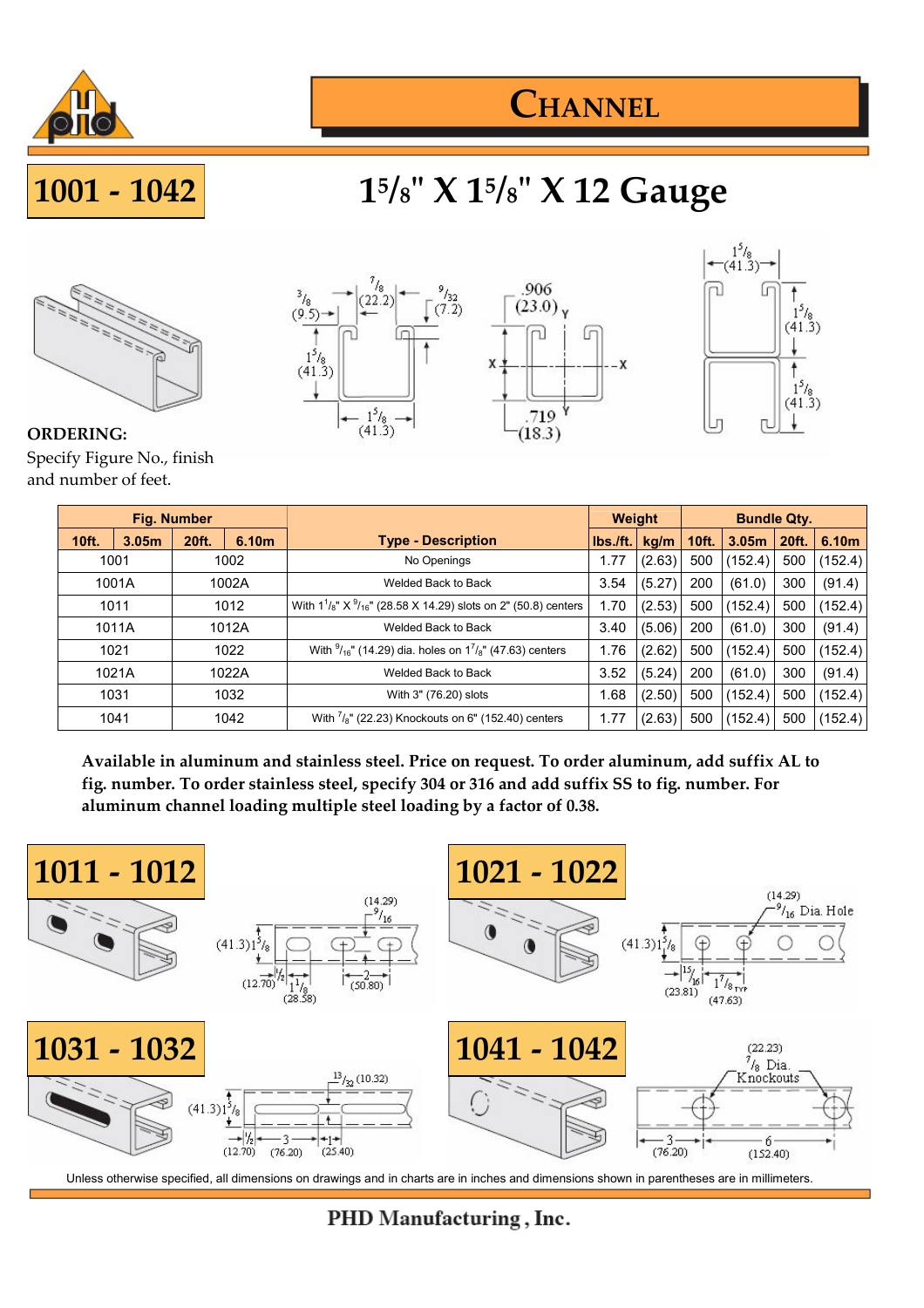# CHANNEL

## 1001 - 1042

## $1^5/_8$" X $1^5/_8$" X 12 Gauge

**ORDERING:**
Specify Figure No., finish and number of feet.

| Fig. Number | | | | Type - Description | Weight | | Bundle Qty. | | | |
|---|---|---|---|---|---|---|---|---|---|---|
| 10ft. | 3.05m | 20ft. | 6.10m | | lbs./ft. | kg/m | 10ft. | 3.05m | 20ft. | 6.10m |
| 1001 | | 1002 | | No Openings | 1.77 | (2.63) | 500 | (152.4) | 500 | (152.4) |
| 1001A | | 1002A | | Welded Back to Back | 3.54 | (5.27) | 200 | (61.0) | 300 | (91.4) |
| 1011 | | 1012 | | With $1^1/_8$" X $^9/_{16}$" (28.58 X 14.29) slots on 2" (50.8) centers | 1.70 | (2.53) | 500 | (152.4) | 500 | (152.4) |
| 1011A | | 1012A | | Welded Back to Back | 3.40 | (5.06) | 200 | (61.0) | 300 | (91.4) |
| 1021 | | 1022 | | With $^9/_{16}$" (14.29) dia. holes on $1^7/_8$" (47.63) centers | 1.76 | (2.62) | 500 | (152.4) | 500 | (152.4) |
| 1021A | | 1022A | | Welded Back to Back | 3.52 | (5.24) | 200 | (61.0) | 300 | (91.4) |
| 1031 | | 1032 | | With 3" (76.20) slots | 1.68 | (2.50) | 500 | (152.4) | 500 | (152.4) |
| 1041 | | 1042 | | With $^7/_8$" (22.23) Knockouts on 6" (152.40) centers | 1.77 | (2.63) | 500 | (152.4) | 500 | (152.4) |

**Available in aluminum and stainless steel. Price on request. To order aluminum, add suffix AL to fig. number. To order stainless steel, specify 304 or 316 and add suffix SS to fig. number. For aluminum channel loading multiple steel loading by a factor of 0.38.**

## 1011 - 1012

## 1021 - 1022

## 1031 - 1032

## 1041 - 1042

Unless otherwise specified, all dimensions on drawings and in charts are in inches and dimensions shown in parentheses are in millimeters.

PHD Manufacturing, Inc.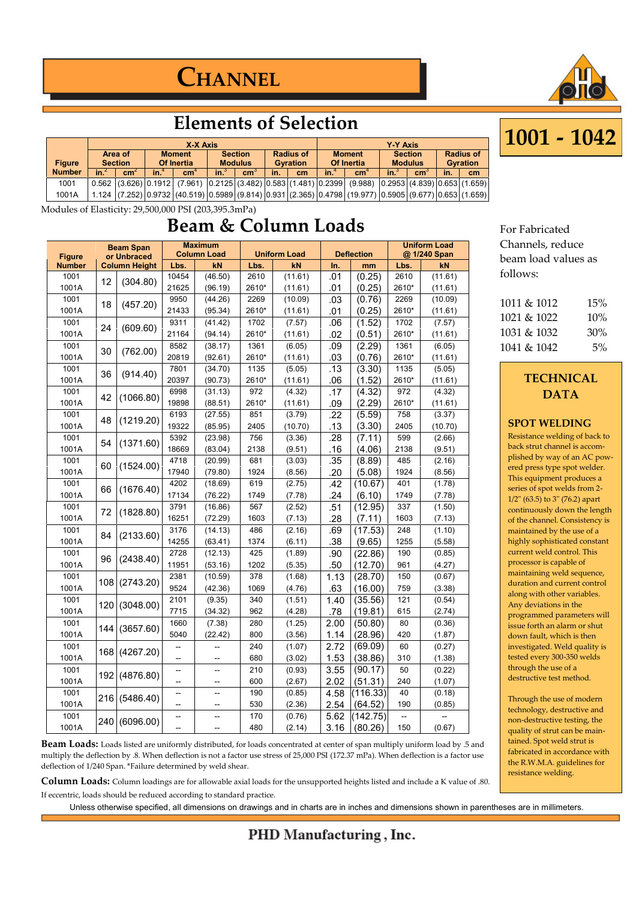# CHANNEL

**1001 - 1042**

## Elements of Selection

| Figure Number | X-X Axis | | | | | | | | Y-Y Axis | | | | | |
|---|---|---|---|---|---|---|---|---|---|---|---|---|---|---|
| | Area of Section | | Moment Of Inertia | | Section Modulus | | Radius of Gyration | | Moment Of Inertia | | Section Modulus | | Radius of Gyration | |
| | in.$^2$ | cm$^2$ | in.$^4$ | cm$^4$ | in.$^3$ | cm$^3$ | in. | cm | in.$^4$ | cm$^4$ | in.$^3$ | cm$^3$ | in. | cm |
| 1001 | 0.562 | (3.626) | 0.1912 | (7.961) | 0.2125 | (3.482) | 0.583 | (1.481) | 0.2399 | (9.988) | 0.2953 | (4.839) | 0.653 | (1.659) |
| 1001A | 1.124 | (7.252) | 0.9732 | (40.519) | 0.5989 | (9.814) | 0.931 | (2.365) | 0.4798 | (19.977) | 0.5905 | (9.677) | 0.653 | (1.659) |

Modules of Elasticity: 29,500,000 PSI (203,395.3mPa)

## Beam & Column Loads

| Figure Number | Beam Span or Unbraced Column Height | | Maximum Column Load | | Uniform Load | | Deflection | | Uniform Load @ 1/240 Span | |
|---|---|---|---|---|---|---|---|---|---|---|
| | | | Lbs. | kN | Lbs. | kN | In. | mm | Lbs. | kN |
| 1001 | 12 | (304.80) | 10454 | (46.50) | 2610 | (11.61) | .01 | (0.25) | 2610 | (11.61) |
| 1001A | | | 21625 | (96.19) | 2610* | (11.61) | .01 | (0.25) | 2610* | (11.61) |
| 1001 | 18 | (457.20) | 9950 | (44.26) | 2269 | (10.09) | .03 | (0.76) | 2269 | (10.09) |
| 1001A | | | 21433 | (95.34) | 2610* | (11.61) | .01 | (0.25) | 2610* | (11.61) |
| 1001 | 24 | (609.60) | 9311 | (41.42) | 1702 | (7.57) | .06 | (1.52) | 1702 | (7.57) |
| 1001A | | | 21164 | (94.14) | 2610* | (11.61) | .02 | (0.51) | 2610* | (11.61) |
| 1001 | 30 | (762.00) | 8582 | (38.17) | 1361 | (6.05) | .09 | (2.29) | 1361 | (6.05) |
| 1001A | | | 20819 | (92.61) | 2610* | (11.61) | .03 | (0.76) | 2610* | (11.61) |
| 1001 | 36 | (914.40) | 7801 | (34.70) | 1135 | (5.05) | .13 | (3.30) | 1135 | (5.05) |
| 1001A | | | 20397 | (90.73) | 2610* | (11.61) | .06 | (1.52) | 2610* | (11.61) |
| 1001 | 42 | (1066.80) | 6998 | (31.13) | 972 | (4.32) | .17 | (4.32) | 972 | (4.32) |
| 1001A | | | 19898 | (88.51) | 2610* | (11.61) | .09 | (2.29) | 2610* | (11.61) |
| 1001 | 48 | (1219.20) | 6193 | (27.55) | 851 | (3.79) | .22 | (5.59) | 758 | (3.37) |
| 1001A | | | 19322 | (85.95) | 2405 | (10.70) | .13 | (3.30) | 2405 | (10.70) |
| 1001 | 54 | (1371.60) | 5392 | (23.98) | 756 | (3.36) | .28 | (7.11) | 599 | (2.66) |
| 1001A | | | 18669 | (83.04) | 2138 | (9.51) | .16 | (4.06) | 2138 | (9.51) |
| 1001 | 60 | (1524.00) | 4718 | (20.99) | 681 | (3.03) | .35 | (8.89) | 485 | (2.16) |
| 1001A | | | 17940 | (79.80) | 1924 | (8.56) | .20 | (5.08) | 1924 | (8.56) |
| 1001 | 66 | (1676.40) | 4202 | (18.69) | 619 | (2.75) | .42 | (10.67) | 401 | (1.78) |
| 1001A | | | 17134 | (76.22) | 1749 | (7.78) | .24 | (6.10) | 1749 | (7.78) |
| 1001 | 72 | (1828.80) | 3791 | (16.86) | 567 | (2.52) | .51 | (12.95) | 337 | (1.50) |
| 1001A | | | 16251 | (72.29) | 1603 | (7.13) | .28 | (7.11) | 1603 | (7.13) |
| 1001 | 84 | (2133.60) | 3176 | (14.13) | 486 | (2.16) | .69 | (17.53) | 248 | (1.10) |
| 1001A | | | 14255 | (63.41) | 1374 | (6.11) | .38 | (9.65) | 1255 | (5.58) |
| 1001 | 96 | (2438.40) | 2728 | (12.13) | 425 | (1.89) | .90 | (22.86) | 190 | (0.85) |
| 1001A | | | 11951 | (53.16) | 1202 | (5.35) | .50 | (12.70) | 961 | (4.27) |
| 1001 | 108 | (2743.20) | 2381 | (10.59) | 378 | (1.68) | 1.13 | (28.70) | 150 | (0.67) |
| 1001A | | | 9524 | (42.36) | 1069 | (4.76) | .63 | (16.00) | 759 | (3.38) |
| 1001 | 120 | (3048.00) | 2101 | (9.35) | 340 | (1.51) | 1.40 | (35.56) | 121 | (0.54) |
| 1001A | | | 7715 | (34.32) | 962 | (4.28) | .78 | (19.81) | 615 | (2.74) |
| 1001 | 144 | (3657.60) | 1660 | (7.38) | 280 | (1.25) | 2.00 | (50.80) | 80 | (0.36) |
| 1001A | | | 5040 | (22.42) | 800 | (3.56) | 1.14 | (28.96) | 420 | (1.87) |
| 1001 | 168 | (4267.20) | -- | -- | 240 | (1.07) | 2.72 | (69.09) | 60 | (0.27) |
| 1001A | | | -- | -- | 680 | (3.02) | 1.53 | (38.86) | 310 | (1.38) |
| 1001 | 192 | (4876.80) | -- | -- | 210 | (0.93) | 3.55 | (90.17) | 50 | (0.22) |
| 1001A | | | -- | -- | 600 | (2.67) | 2.02 | (51.31) | 240 | (1.07) |
| 1001 | 216 | (5486.40) | -- | -- | 190 | (0.85) | 4.58 | (116.33) | 40 | (0.18) |
| 1001A | | | -- | -- | 530 | (2.36) | 2.54 | (64.52) | 190 | (0.85) |
| 1001 | 240 | (6096.00) | -- | -- | 170 | (0.76) | 5.62 | (142.75) | -- | -- |
| 1001A | | | -- | -- | 480 | (2.14) | 3.16 | (80.26) | 150 | (0.67) |

**Beam Loads:** Loads listed are uniformly distributed, for loads concentrated at center of span multiply uniform load by .5 and multiply the deflection by .8. When deflection is not a factor use stress of 25,000 PSI (172.37 mPa). When deflection is a factor use deflection of 1/240 Span. *Failure determined by weld shear.

**Column Loads:** Column loadings are for allowable axial loads for the unsupported heights listed and include a K value of .80. If eccentric, loads should be reduced according to standard practice.

Unless otherwise specified, all dimensions on drawings and in charts are in inches and dimensions shown in parentheses are in millimeters.

For Fabricated Channels, reduce beam load values as follows:

| | |
|---|---|
| 1011 & 1012 | 15% |
| 1021 & 1022 | 10% |
| 1031 & 1032 | 30% |
| 1041 & 1042 | 5% |

## TECHNICAL DATA

### SPOT WELDING

Resistance welding of back to back strut channel is accomplished by way of an AC powered press type spot welder. This equipment produces a series of spot welds from 2-1/2" (63.5) to 3" (76.2) apart continuously down the length of the channel. Consistency is maintained by the use of a highly sophisticated constant current weld control. This processor is capable of maintaining weld sequence, duration and current control along with other variables. Any deviations in the programmed parameters will issue forth an alarm or shut down fault, which is then investigated. Weld quality is tested every 300-350 welds through the use of a destructive test method.

Through the use of modern technology, destructive and non-destructive testing, the quality of strut can be maintained. Spot weld strut is fabricated in accordance with the R.W.M.A. guidelines for resistance welding.

PHD Manufacturing, Inc.